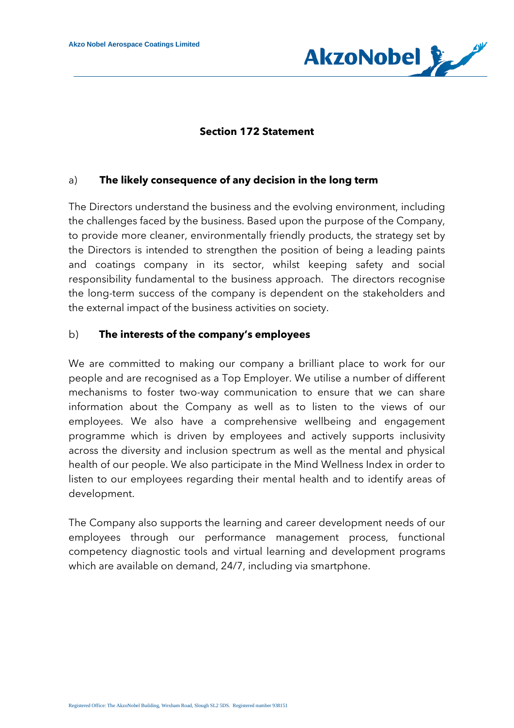## Section 172 Statement

### a) The likely consequence of any decision in the long term

The Directors understand the business and the evolving environment, including the challenges faced by the business. Based upon the purpose of the Company, to provide more cleaner, environmentally friendly products, the strategy set by the Directors is intended to strengthen the position of being a leading paints and coatings company in its sector, whilst keeping safety and social responsibility fundamental to the business approach. The directors recognise the long-term success of the company is dependent on the stakeholders and the external impact of the business activities on society.

### b) The interests of the company's employees

We are committed to making our company a brilliant place to work for our people and are recognised as a Top Employer. We utilise a number of different mechanisms to foster two-way communication to ensure that we can share information about the Company as well as to listen to the views of our employees. We also have a comprehensive wellbeing and engagement programme which is driven by employees and actively supports inclusivity across the diversity and inclusion spectrum as well as the mental and physical health of our people. We also participate in the Mind Wellness Index in order to listen to our employees regarding their mental health and to identify areas of development.

The Company also supports the learning and career development needs of our employees through our performance management process, functional competency diagnostic tools and virtual learning and development programs which are available on demand, 24/7, including via smartphone.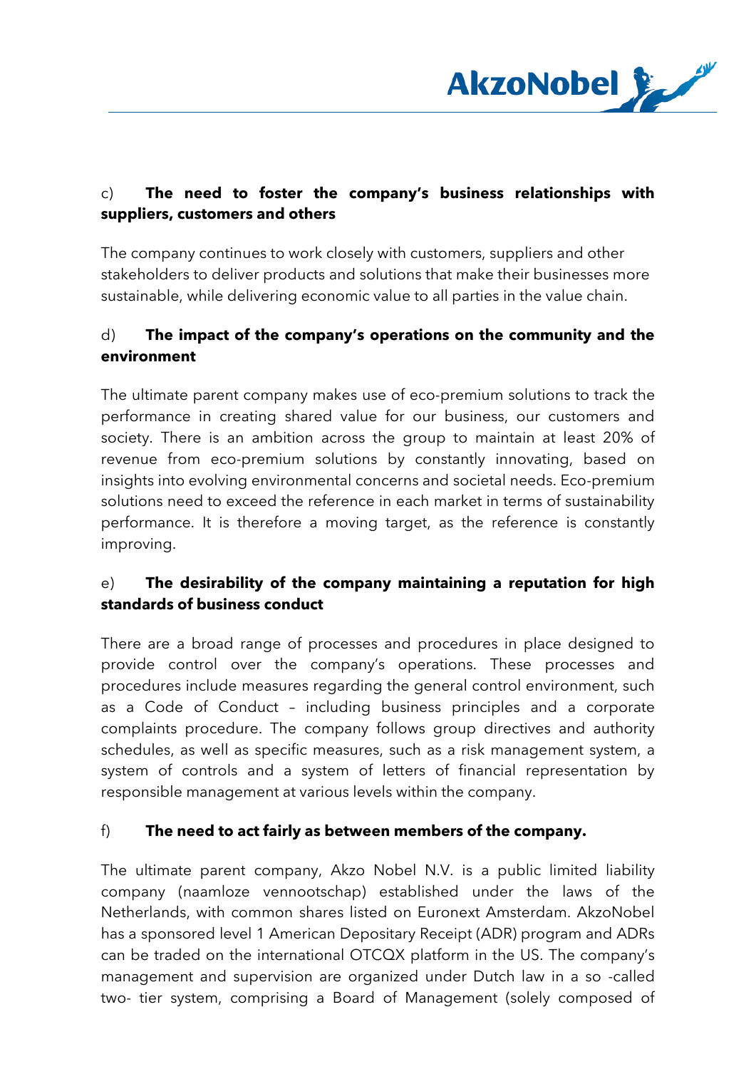c) **The need to foster the company's business relationships with suppliers, customers and others**

The company continues to work closely with customers, suppliers and other stakeholders to deliver products and solutions that make their businesses more sustainable, while delivering economic value to all parties in the value chain.

d) **The impact of the company's operations on the community and the environment**

The ultimate parent company makes use of eco-premium solutions to track the performance in creating shared value for our business, our customers and society. There is an ambition across the group to maintain at least 20% of revenue from eco-premium solutions by constantly innovating, based on insights into evolving environmental concerns and societal needs. Eco-premium solutions need to exceed the reference in each market in terms of sustainability performance. It is therefore a moving target, as the reference is constantly improving.

e) **The desirability of the company maintaining a reputation for high standards of business conduct**

There are a broad range of processes and procedures in place designed to provide control over the company's operations. These processes and procedures include measures regarding the general control environment, such as a Code of Conduct – including business principles and a corporate complaints procedure. The company follows group directives and authority schedules, as well as specific measures, such as a risk management system, a system of controls and a system of letters of financial representation by responsible management at various levels within the company.

f) **The need to act fairly as between members of the company.**

The ultimate parent company, Akzo Nobel N.V. is a public limited liability company (naamloze vennootschap) established under the laws of the Netherlands, with common shares listed on Euronext Amsterdam. AkzoNobel has a sponsored level 1 American Depositary Receipt (ADR) program and ADRs can be traded on the international OTCQX platform in the US. The company's management and supervision are organized under Dutch law in a so -called two- tier system, comprising a Board of Management (solely composed of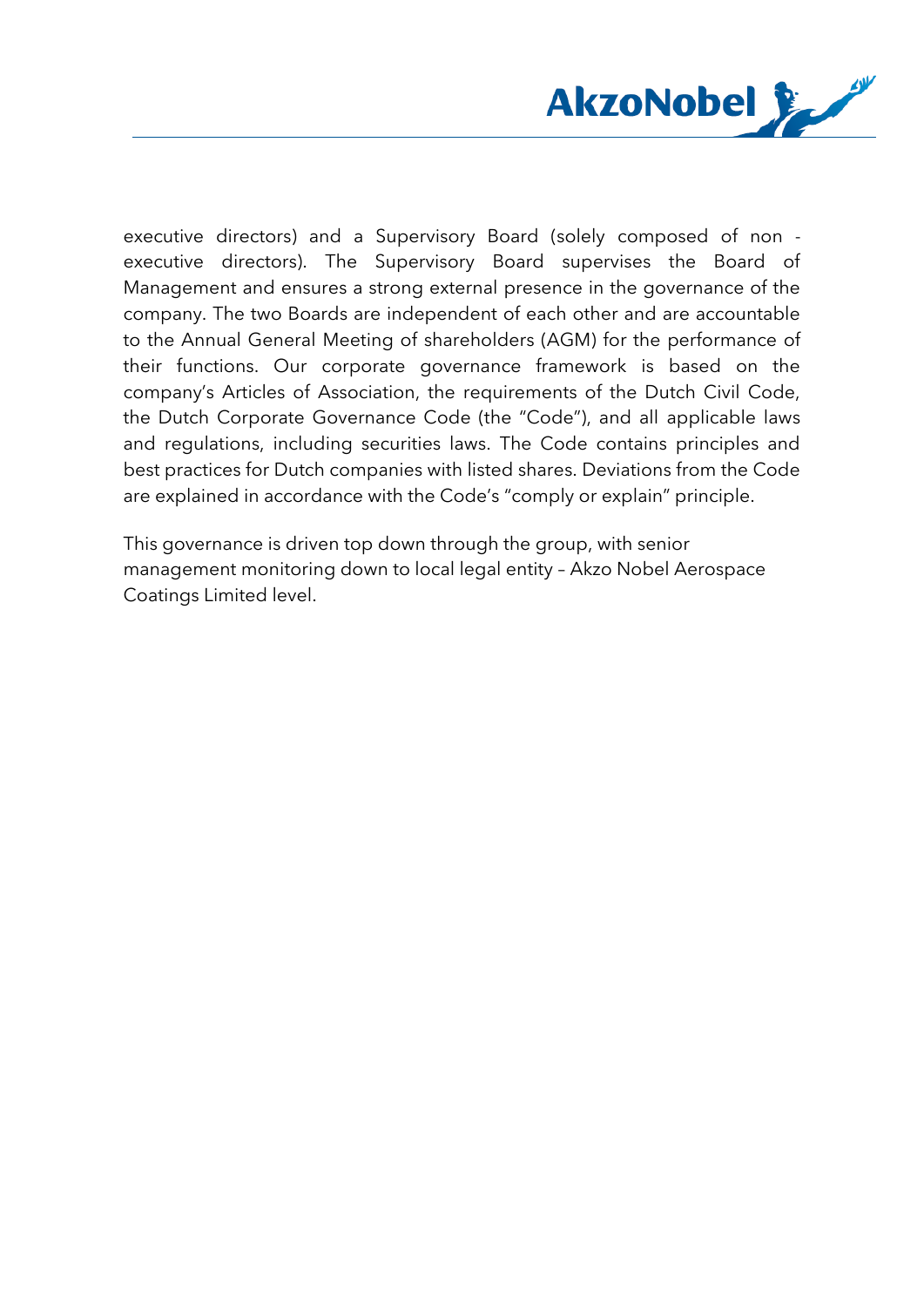executive directors) and a Supervisory Board (solely composed of non - executive directors). The Supervisory Board supervises the Board of Management and ensures a strong external presence in the governance of the company. The two Boards are independent of each other and are accountable to the Annual General Meeting of shareholders (AGM) for the performance of their functions. Our corporate governance framework is based on the company's Articles of Association, the requirements of the Dutch Civil Code, the Dutch Corporate Governance Code (the "Code"), and all applicable laws and regulations, including securities laws. The Code contains principles and best practices for Dutch companies with listed shares. Deviations from the Code are explained in accordance with the Code's "comply or explain" principle.

This governance is driven top down through the group, with senior management monitoring down to local legal entity – Akzo Nobel Aerospace Coatings Limited level.